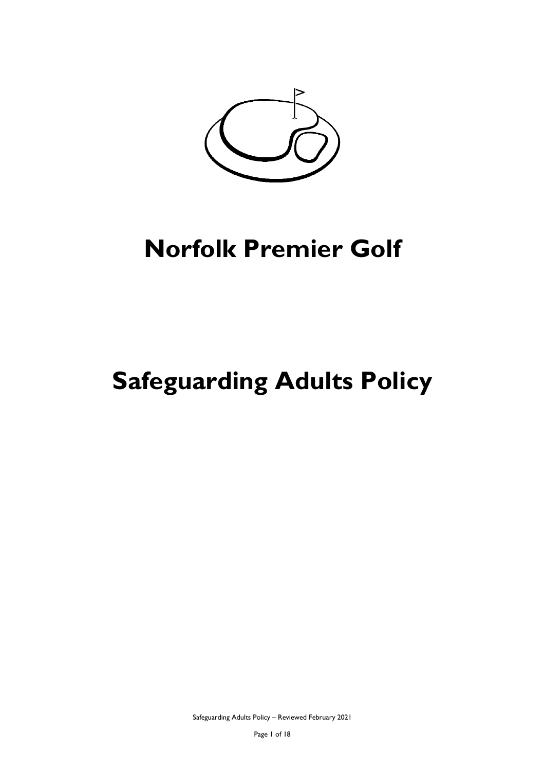# Norfolk Premier Golf

# Safeguarding Adults Policy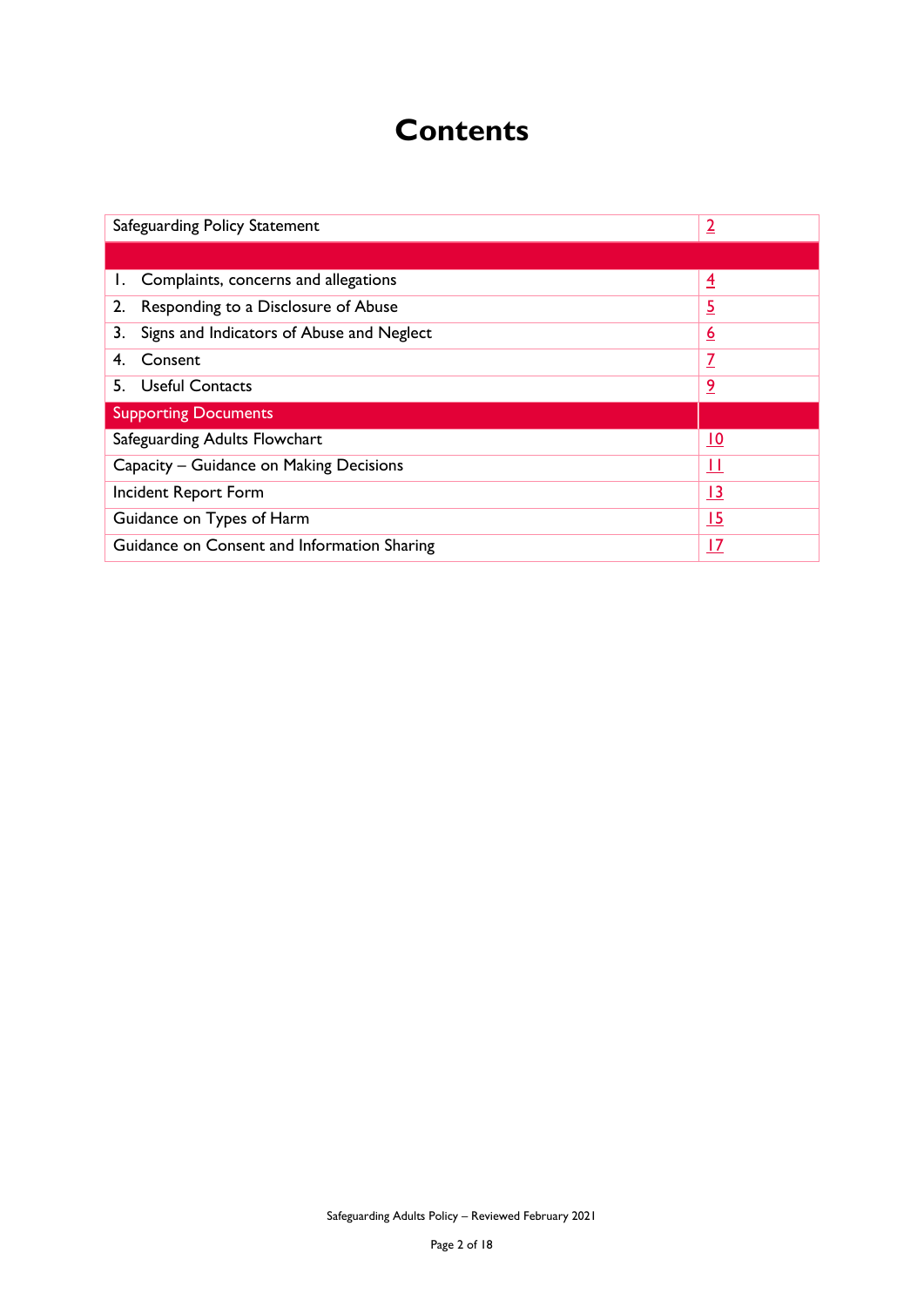# Contents

| Safeguarding Policy Statement | 2 |
|---|---|
| | |
| 1. Complaints, concerns and allegations | 4 |
| 2. Responding to a Disclosure of Abuse | 5 |
| 3. Signs and Indicators of Abuse and Neglect | 6 |
| 4. Consent | 7 |
| 5. Useful Contacts | 9 |
| **Supporting Documents** | |
| Safeguarding Adults Flowchart | 10 |
| Capacity – Guidance on Making Decisions | 11 |
| Incident Report Form | 13 |
| Guidance on Types of Harm | 15 |
| Guidance on Consent and Information Sharing | 17 |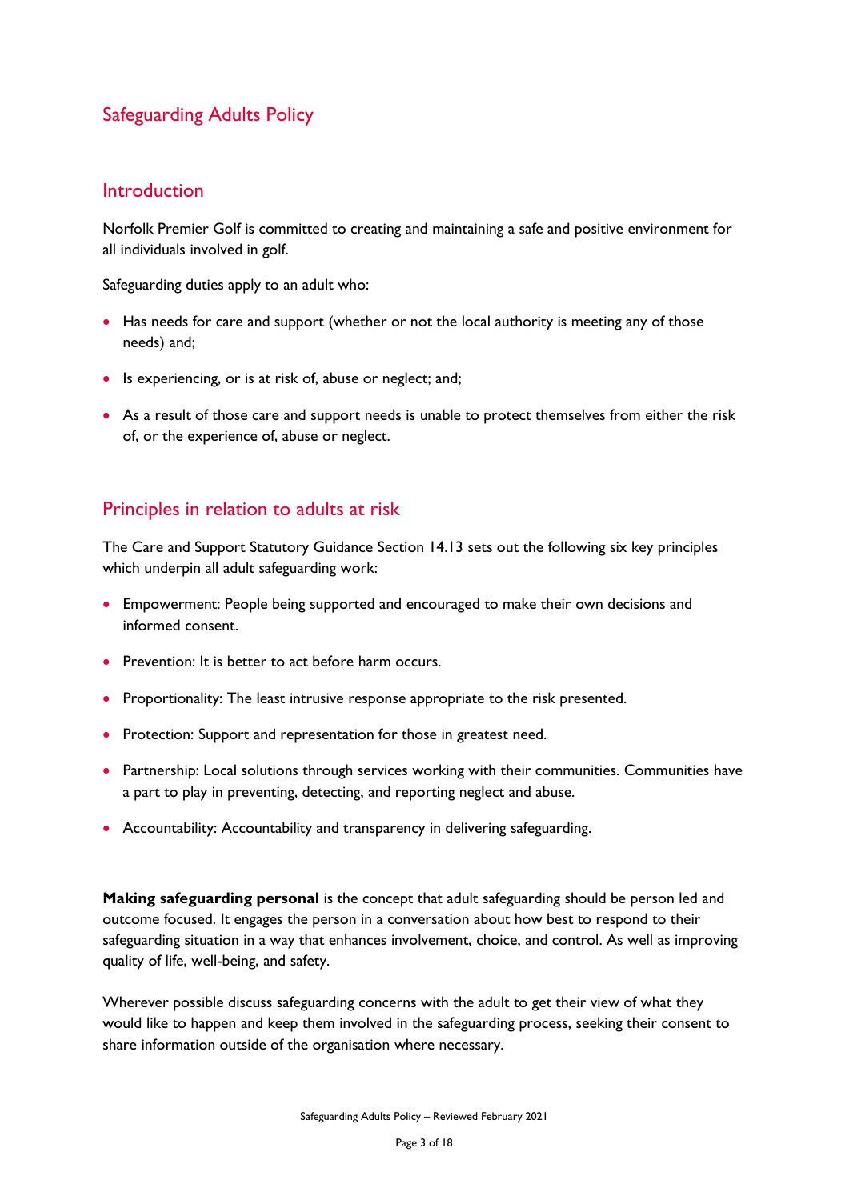## Safeguarding Adults Policy

### Introduction

Norfolk Premier Golf is committed to creating and maintaining a safe and positive environment for all individuals involved in golf.

Safeguarding duties apply to an adult who:

- Has needs for care and support (whether or not the local authority is meeting any of those needs) and;
- Is experiencing, or is at risk of, abuse or neglect; and;
- As a result of those care and support needs is unable to protect themselves from either the risk of, or the experience of, abuse or neglect.

### Principles in relation to adults at risk

The Care and Support Statutory Guidance Section 14.13 sets out the following six key principles which underpin all adult safeguarding work:

- Empowerment: People being supported and encouraged to make their own decisions and informed consent.
- Prevention: It is better to act before harm occurs.
- Proportionality: The least intrusive response appropriate to the risk presented.
- Protection: Support and representation for those in greatest need.
- Partnership: Local solutions through services working with their communities. Communities have a part to play in preventing, detecting, and reporting neglect and abuse.
- Accountability: Accountability and transparency in delivering safeguarding.

**Making safeguarding personal** is the concept that adult safeguarding should be person led and outcome focused. It engages the person in a conversation about how best to respond to their safeguarding situation in a way that enhances involvement, choice, and control. As well as improving quality of life, well-being, and safety.

Wherever possible discuss safeguarding concerns with the adult to get their view of what they would like to happen and keep them involved in the safeguarding process, seeking their consent to share information outside of the organisation where necessary.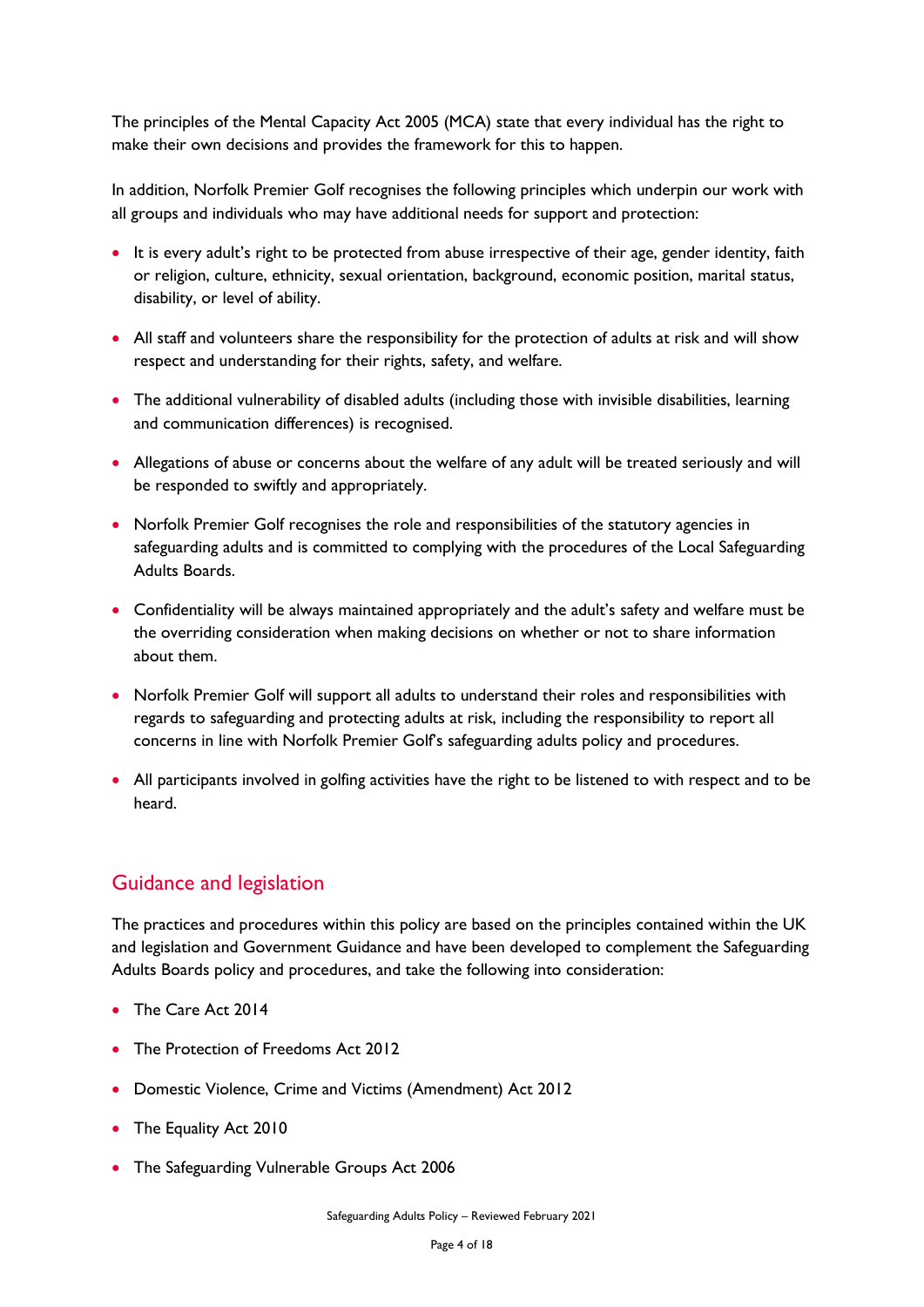The principles of the Mental Capacity Act 2005 (MCA) state that every individual has the right to make their own decisions and provides the framework for this to happen.

In addition, Norfolk Premier Golf recognises the following principles which underpin our work with all groups and individuals who may have additional needs for support and protection:

- It is every adult's right to be protected from abuse irrespective of their age, gender identity, faith or religion, culture, ethnicity, sexual orientation, background, economic position, marital status, disability, or level of ability.
- All staff and volunteers share the responsibility for the protection of adults at risk and will show respect and understanding for their rights, safety, and welfare.
- The additional vulnerability of disabled adults (including those with invisible disabilities, learning and communication differences) is recognised.
- Allegations of abuse or concerns about the welfare of any adult will be treated seriously and will be responded to swiftly and appropriately.
- Norfolk Premier Golf recognises the role and responsibilities of the statutory agencies in safeguarding adults and is committed to complying with the procedures of the Local Safeguarding Adults Boards.
- Confidentiality will be always maintained appropriately and the adult's safety and welfare must be the overriding consideration when making decisions on whether or not to share information about them.
- Norfolk Premier Golf will support all adults to understand their roles and responsibilities with regards to safeguarding and protecting adults at risk, including the responsibility to report all concerns in line with Norfolk Premier Golf's safeguarding adults policy and procedures.
- All participants involved in golfing activities have the right to be listened to with respect and to be heard.

## Guidance and legislation

The practices and procedures within this policy are based on the principles contained within the UK and legislation and Government Guidance and have been developed to complement the Safeguarding Adults Boards policy and procedures, and take the following into consideration:

- The Care Act 2014
- The Protection of Freedoms Act 2012
- Domestic Violence, Crime and Victims (Amendment) Act 2012
- The Equality Act 2010
- The Safeguarding Vulnerable Groups Act 2006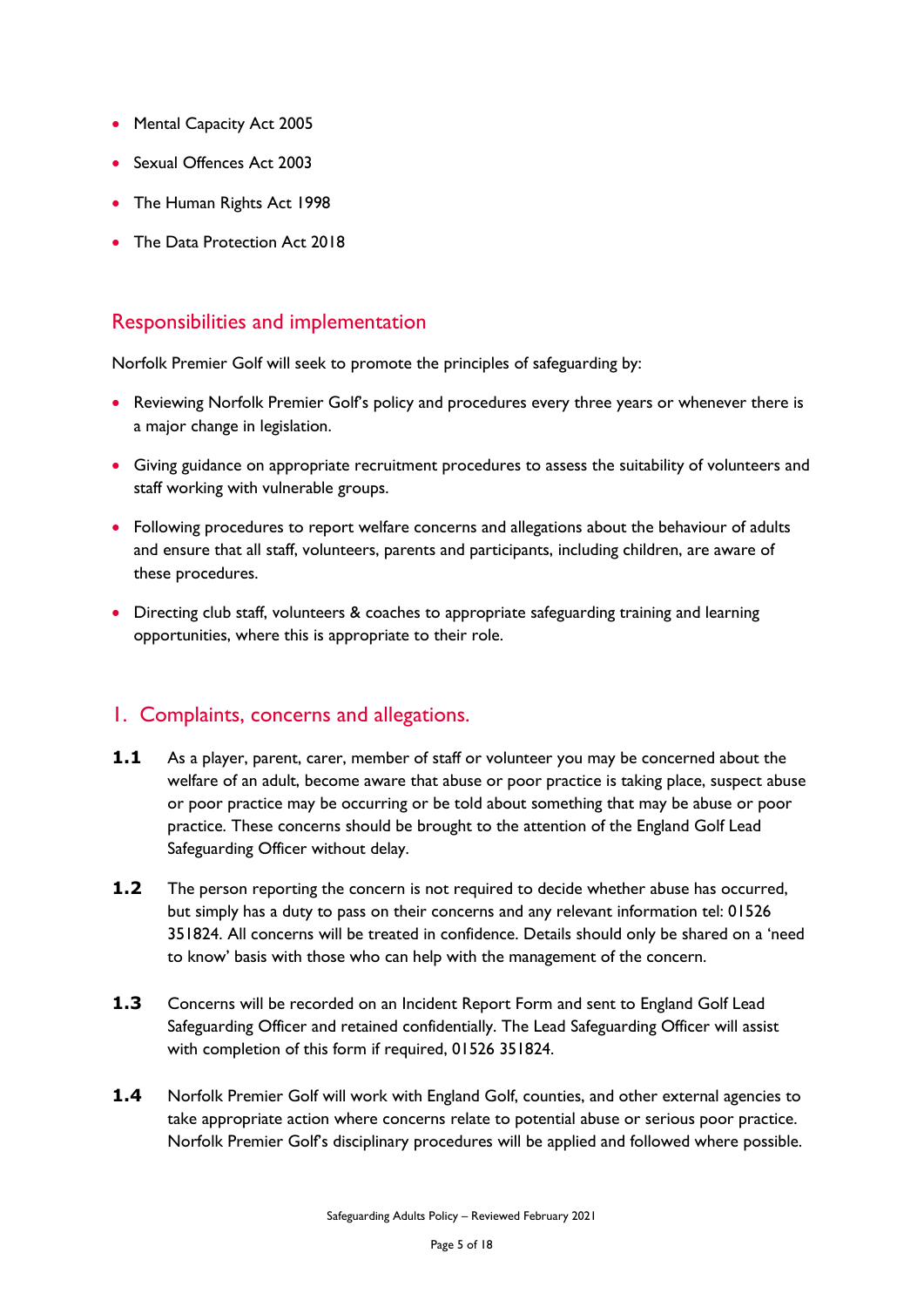- Mental Capacity Act 2005
- Sexual Offences Act 2003
- The Human Rights Act 1998
- The Data Protection Act 2018

## Responsibilities and implementation

Norfolk Premier Golf will seek to promote the principles of safeguarding by:

- Reviewing Norfolk Premier Golf's policy and procedures every three years or whenever there is a major change in legislation.
- Giving guidance on appropriate recruitment procedures to assess the suitability of volunteers and staff working with vulnerable groups.
- Following procedures to report welfare concerns and allegations about the behaviour of adults and ensure that all staff, volunteers, parents and participants, including children, are aware of these procedures.
- Directing club staff, volunteers & coaches to appropriate safeguarding training and learning opportunities, where this is appropriate to their role.

## 1. Complaints, concerns and allegations.

**1.1** As a player, parent, carer, member of staff or volunteer you may be concerned about the welfare of an adult, become aware that abuse or poor practice is taking place, suspect abuse or poor practice may be occurring or be told about something that may be abuse or poor practice. These concerns should be brought to the attention of the England Golf Lead Safeguarding Officer without delay.

**1.2** The person reporting the concern is not required to decide whether abuse has occurred, but simply has a duty to pass on their concerns and any relevant information tel: 01526 351824. All concerns will be treated in confidence. Details should only be shared on a 'need to know' basis with those who can help with the management of the concern.

**1.3** Concerns will be recorded on an Incident Report Form and sent to England Golf Lead Safeguarding Officer and retained confidentially. The Lead Safeguarding Officer will assist with completion of this form if required, 01526 351824.

**1.4** Norfolk Premier Golf will work with England Golf, counties, and other external agencies to take appropriate action where concerns relate to potential abuse or serious poor practice. Norfolk Premier Golf's disciplinary procedures will be applied and followed where possible.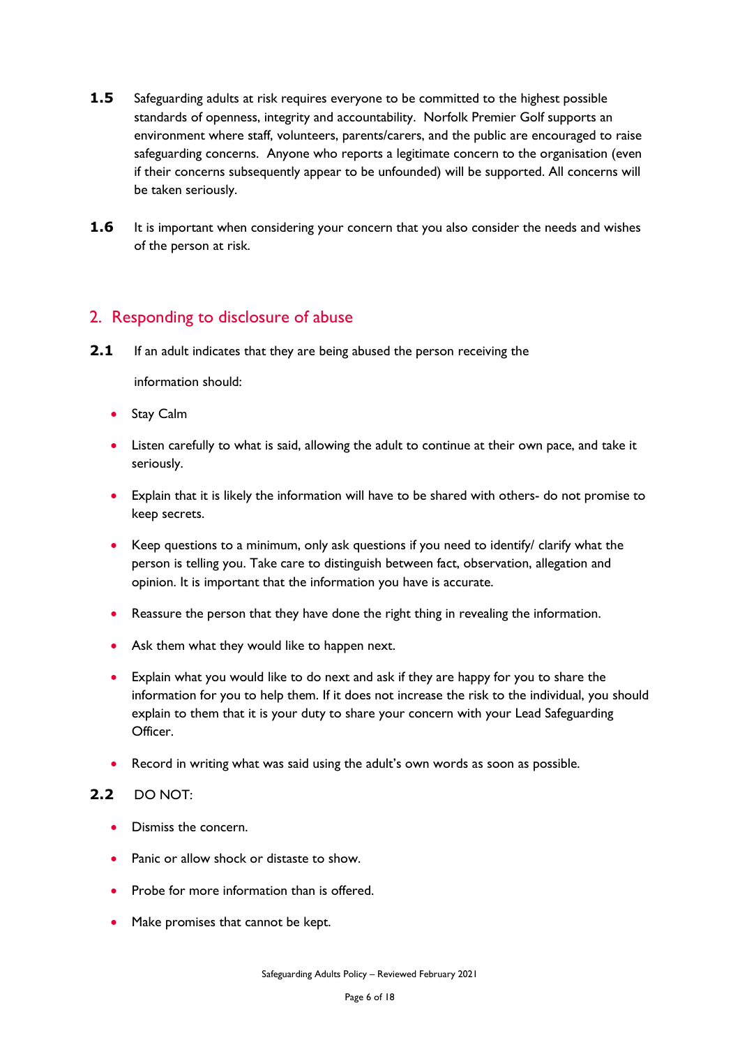**1.5** Safeguarding adults at risk requires everyone to be committed to the highest possible standards of openness, integrity and accountability. Norfolk Premier Golf supports an environment where staff, volunteers, parents/carers, and the public are encouraged to raise safeguarding concerns. Anyone who reports a legitimate concern to the organisation (even if their concerns subsequently appear to be unfounded) will be supported. All concerns will be taken seriously.

**1.6** It is important when considering your concern that you also consider the needs and wishes of the person at risk.

## 2. Responding to disclosure of abuse

**2.1** If an adult indicates that they are being abused the person receiving the information should:

- Stay Calm
- Listen carefully to what is said, allowing the adult to continue at their own pace, and take it seriously.
- Explain that it is likely the information will have to be shared with others- do not promise to keep secrets.
- Keep questions to a minimum, only ask questions if you need to identify/ clarify what the person is telling you. Take care to distinguish between fact, observation, allegation and opinion. It is important that the information you have is accurate.
- Reassure the person that they have done the right thing in revealing the information.
- Ask them what they would like to happen next.
- Explain what you would like to do next and ask if they are happy for you to share the information for you to help them. If it does not increase the risk to the individual, you should explain to them that it is your duty to share your concern with your Lead Safeguarding Officer.
- Record in writing what was said using the adult's own words as soon as possible.

**2.2** DO NOT:

- Dismiss the concern.
- Panic or allow shock or distaste to show.
- Probe for more information than is offered.
- Make promises that cannot be kept.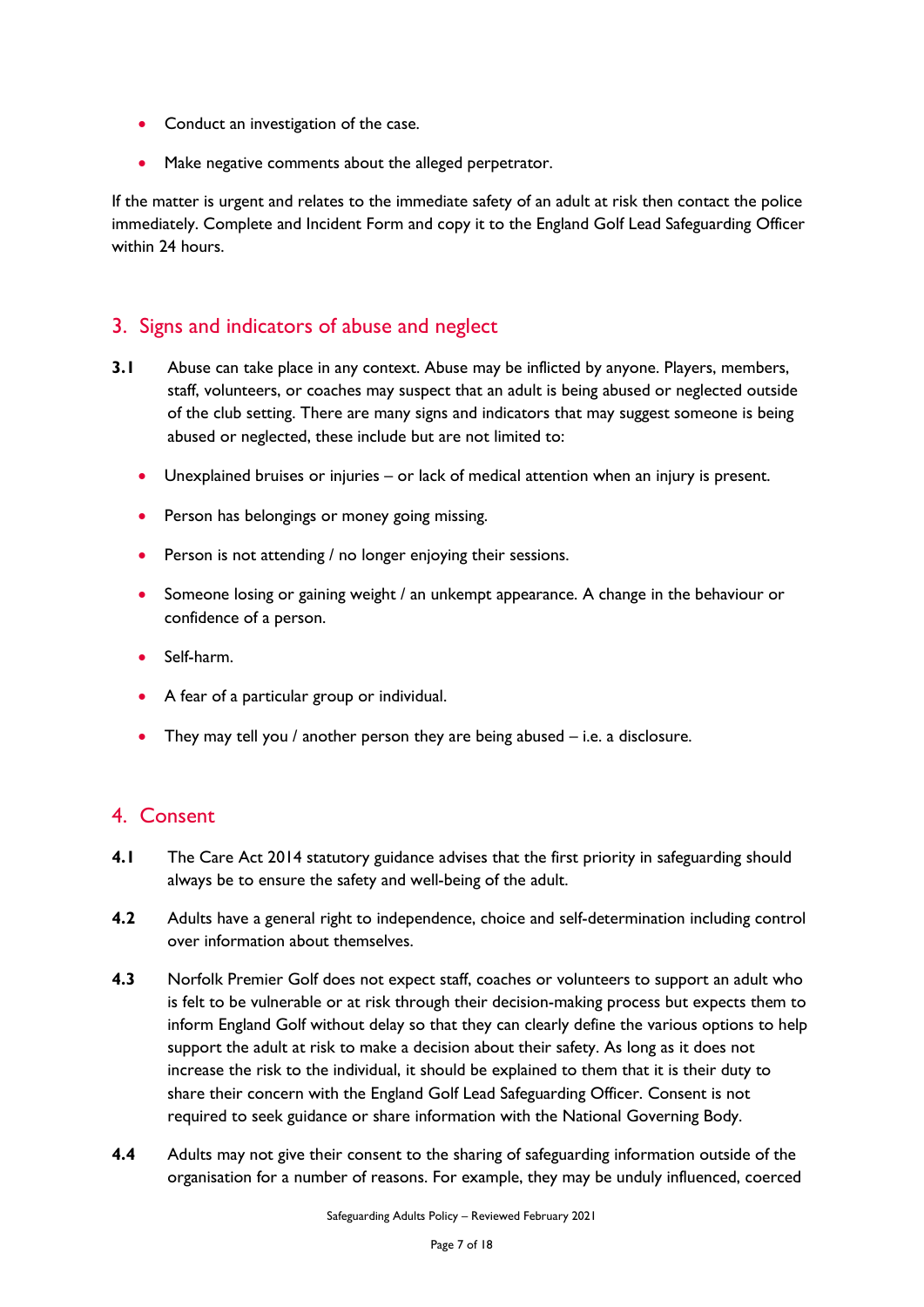- Conduct an investigation of the case.
- Make negative comments about the alleged perpetrator.

If the matter is urgent and relates to the immediate safety of an adult at risk then contact the police immediately. Complete and Incident Form and copy it to the England Golf Lead Safeguarding Officer within 24 hours.

## 3. Signs and indicators of abuse and neglect

**3.1** Abuse can take place in any context. Abuse may be inflicted by anyone. Players, members, staff, volunteers, or coaches may suspect that an adult is being abused or neglected outside of the club setting. There are many signs and indicators that may suggest someone is being abused or neglected, these include but are not limited to:

- Unexplained bruises or injuries – or lack of medical attention when an injury is present.
- Person has belongings or money going missing.
- Person is not attending / no longer enjoying their sessions.
- Someone losing or gaining weight / an unkempt appearance. A change in the behaviour or confidence of a person.
- Self-harm.
- A fear of a particular group or individual.
- They may tell you / another person they are being abused – i.e. a disclosure.

## 4. Consent

**4.1** The Care Act 2014 statutory guidance advises that the first priority in safeguarding should always be to ensure the safety and well-being of the adult.

**4.2** Adults have a general right to independence, choice and self-determination including control over information about themselves.

**4.3** Norfolk Premier Golf does not expect staff, coaches or volunteers to support an adult who is felt to be vulnerable or at risk through their decision-making process but expects them to inform England Golf without delay so that they can clearly define the various options to help support the adult at risk to make a decision about their safety. As long as it does not increase the risk to the individual, it should be explained to them that it is their duty to share their concern with the England Golf Lead Safeguarding Officer. Consent is not required to seek guidance or share information with the National Governing Body.

**4.4** Adults may not give their consent to the sharing of safeguarding information outside of the organisation for a number of reasons. For example, they may be unduly influenced, coerced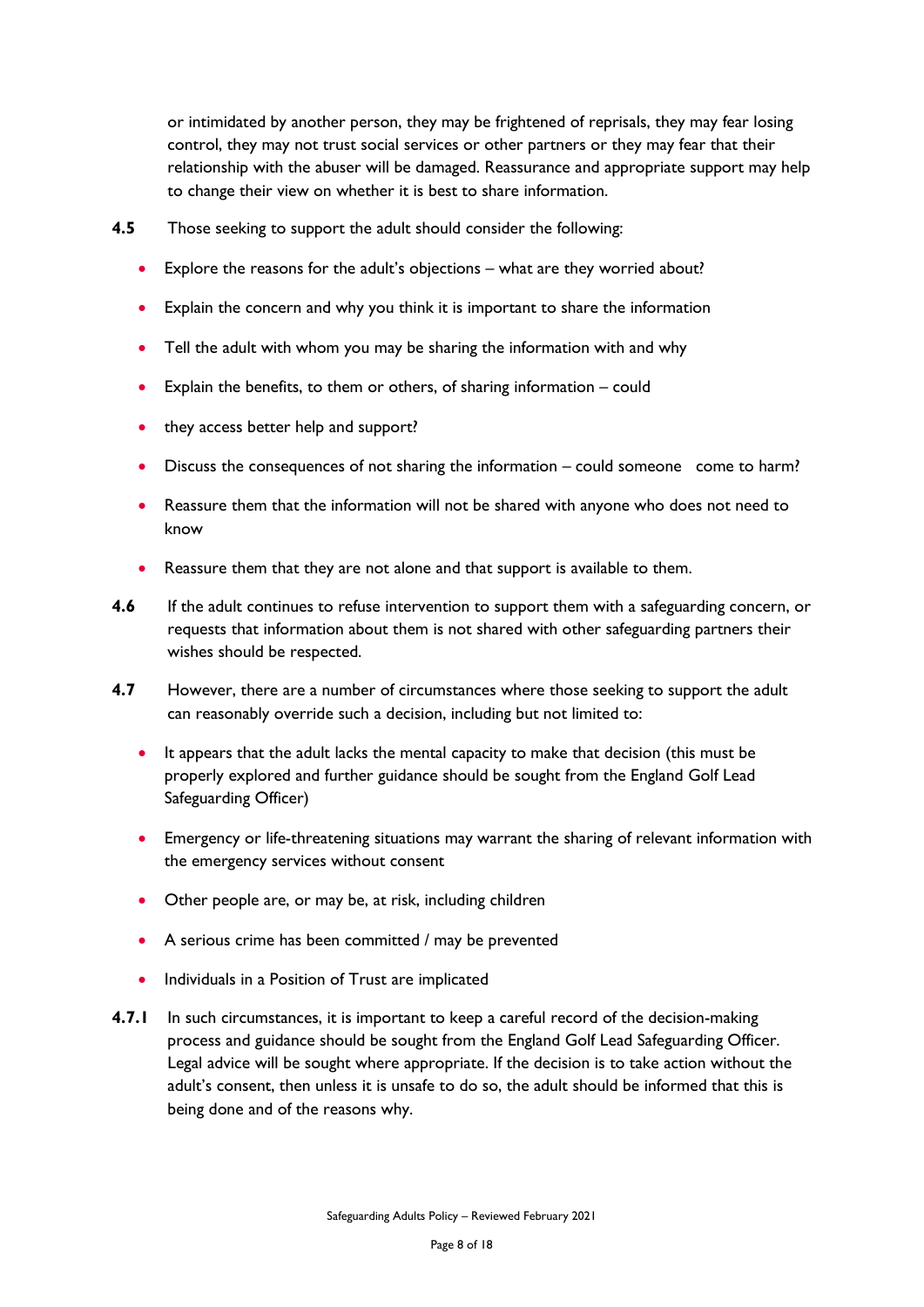or intimidated by another person, they may be frightened of reprisals, they may fear losing control, they may not trust social services or other partners or they may fear that their relationship with the abuser will be damaged. Reassurance and appropriate support may help to change their view on whether it is best to share information.

**4.5** Those seeking to support the adult should consider the following:

- Explore the reasons for the adult's objections – what are they worried about?
- Explain the concern and why you think it is important to share the information
- Tell the adult with whom you may be sharing the information with and why
- Explain the benefits, to them or others, of sharing information – could
- they access better help and support?
- Discuss the consequences of not sharing the information – could someone come to harm?
- Reassure them that the information will not be shared with anyone who does not need to know
- Reassure them that they are not alone and that support is available to them.

**4.6** If the adult continues to refuse intervention to support them with a safeguarding concern, or requests that information about them is not shared with other safeguarding partners their wishes should be respected.

**4.7** However, there are a number of circumstances where those seeking to support the adult can reasonably override such a decision, including but not limited to:

- It appears that the adult lacks the mental capacity to make that decision (this must be properly explored and further guidance should be sought from the England Golf Lead Safeguarding Officer)
- Emergency or life-threatening situations may warrant the sharing of relevant information with the emergency services without consent
- Other people are, or may be, at risk, including children
- A serious crime has been committed / may be prevented
- Individuals in a Position of Trust are implicated

**4.7.1** In such circumstances, it is important to keep a careful record of the decision-making process and guidance should be sought from the England Golf Lead Safeguarding Officer. Legal advice will be sought where appropriate. If the decision is to take action without the adult's consent, then unless it is unsafe to do so, the adult should be informed that this is being done and of the reasons why.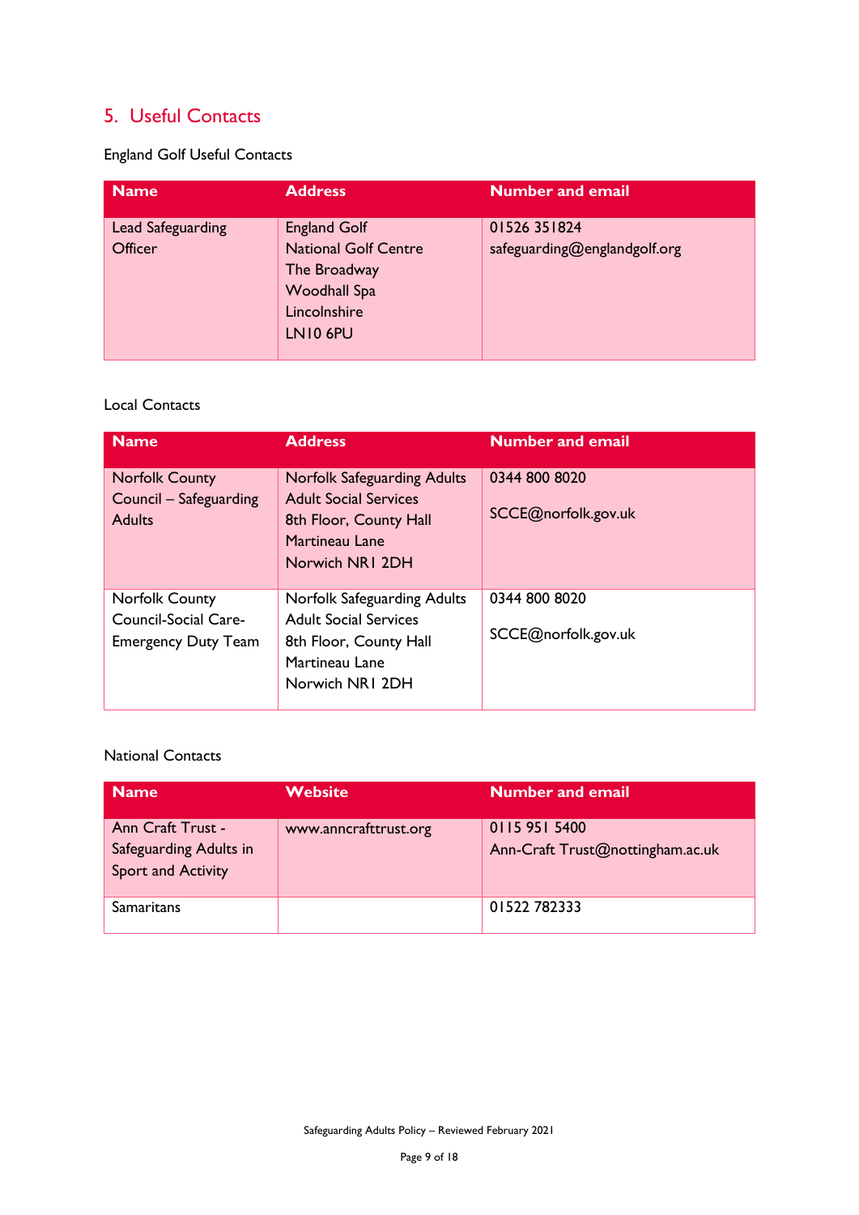## 5. Useful Contacts

England Golf Useful Contacts

| Name | Address | Number and email |
|---|---|---|
| Lead Safeguarding Officer | England Golf<br>National Golf Centre<br>The Broadway<br>Woodhall Spa<br>Lincolnshire<br>LN10 6PU | 01526 351824<br>safeguarding@englandgolf.org |

Local Contacts

| Name | Address | Number and email |
|---|---|---|
| Norfolk County Council – Safeguarding Adults | Norfolk Safeguarding Adults<br>Adult Social Services<br>8th Floor, County Hall<br>Martineau Lane<br>Norwich NR1 2DH | 0344 800 8020<br><br>SCCE@norfolk.gov.uk |
| Norfolk County Council-Social Care-Emergency Duty Team | Norfolk Safeguarding Adults<br>Adult Social Services<br>8th Floor, County Hall<br>Martineau Lane<br>Norwich NR1 2DH | 0344 800 8020<br><br>SCCE@norfolk.gov.uk |

National Contacts

| Name | Website | Number and email |
|---|---|---|
| Ann Craft Trust - Safeguarding Adults in Sport and Activity | www.anncrafttrust.org | 0115 951 5400<br>Ann-Craft Trust@nottingham.ac.uk |
| Samaritans | | 01522 782333 |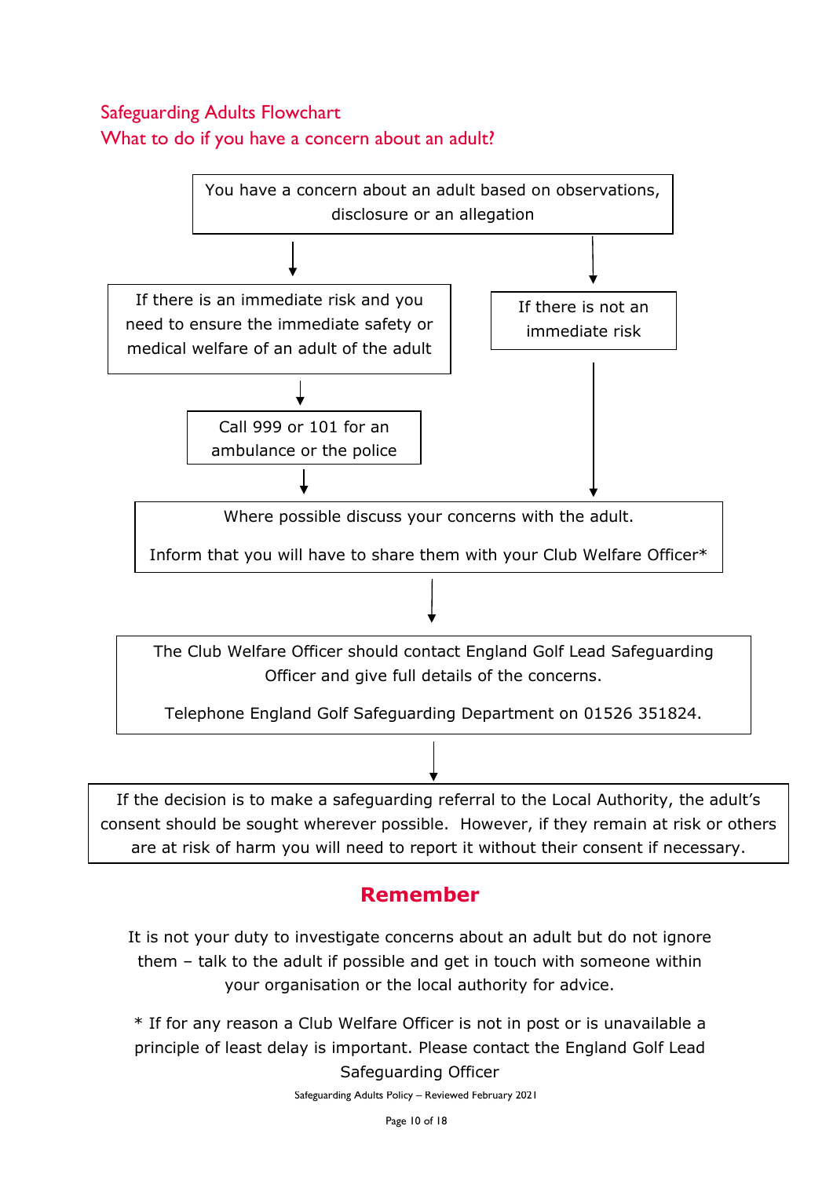## Safeguarding Adults Flowchart
## What to do if you have a concern about an adult?

You have a concern about an adult based on observations, disclosure or an allegation

↓

If there is an immediate risk and you need to ensure the immediate safety or medical welfare of an adult of the adult

↓

Call 999 or 101 for an ambulance or the police

↓

If there is not an immediate risk

↓

Where possible discuss your concerns with the adult.

Inform that you will have to share them with your Club Welfare Officer*

↓

The Club Welfare Officer should contact England Golf Lead Safeguarding Officer and give full details of the concerns.

Telephone England Golf Safeguarding Department on 01526 351824.

↓

If the decision is to make a safeguarding referral to the Local Authority, the adult's consent should be sought wherever possible. However, if they remain at risk or others are at risk of harm you will need to report it without their consent if necessary.

## Remember

It is not your duty to investigate concerns about an adult but do not ignore them – talk to the adult if possible and get in touch with someone within your organisation or the local authority for advice.

* If for any reason a Club Welfare Officer is not in post or is unavailable a principle of least delay is important. Please contact the England Golf Lead Safeguarding Officer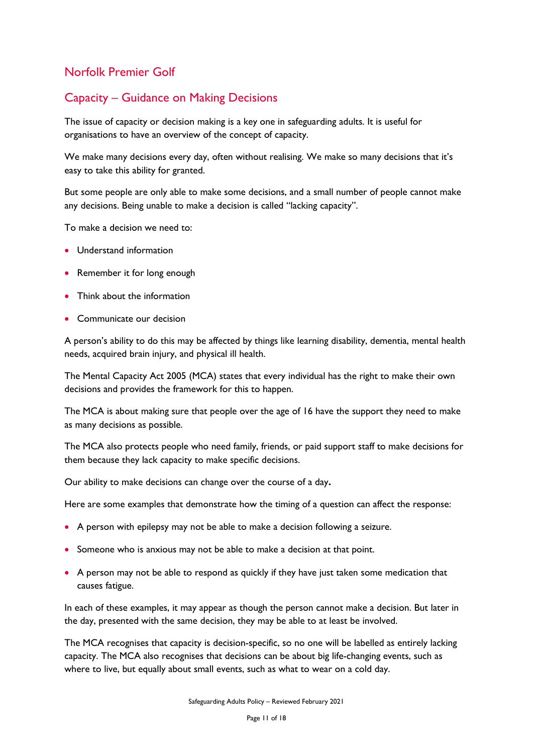## Norfolk Premier Golf

## Capacity – Guidance on Making Decisions

The issue of capacity or decision making is a key one in safeguarding adults. It is useful for organisations to have an overview of the concept of capacity.

We make many decisions every day, often without realising. We make so many decisions that it's easy to take this ability for granted.

But some people are only able to make some decisions, and a small number of people cannot make any decisions. Being unable to make a decision is called "lacking capacity".

To make a decision we need to:

- Understand information
- Remember it for long enough
- Think about the information
- Communicate our decision

A person's ability to do this may be affected by things like learning disability, dementia, mental health needs, acquired brain injury, and physical ill health.

The Mental Capacity Act 2005 (MCA) states that every individual has the right to make their own decisions and provides the framework for this to happen.

The MCA is about making sure that people over the age of 16 have the support they need to make as many decisions as possible.

The MCA also protects people who need family, friends, or paid support staff to make decisions for them because they lack capacity to make specific decisions.

Our ability to make decisions can change over the course of a day**.**

Here are some examples that demonstrate how the timing of a question can affect the response:

- A person with epilepsy may not be able to make a decision following a seizure.
- Someone who is anxious may not be able to make a decision at that point.
- A person may not be able to respond as quickly if they have just taken some medication that causes fatigue.

In each of these examples, it may appear as though the person cannot make a decision. But later in the day, presented with the same decision, they may be able to at least be involved.

The MCA recognises that capacity is decision-specific, so no one will be labelled as entirely lacking capacity. The MCA also recognises that decisions can be about big life-changing events, such as where to live, but equally about small events, such as what to wear on a cold day.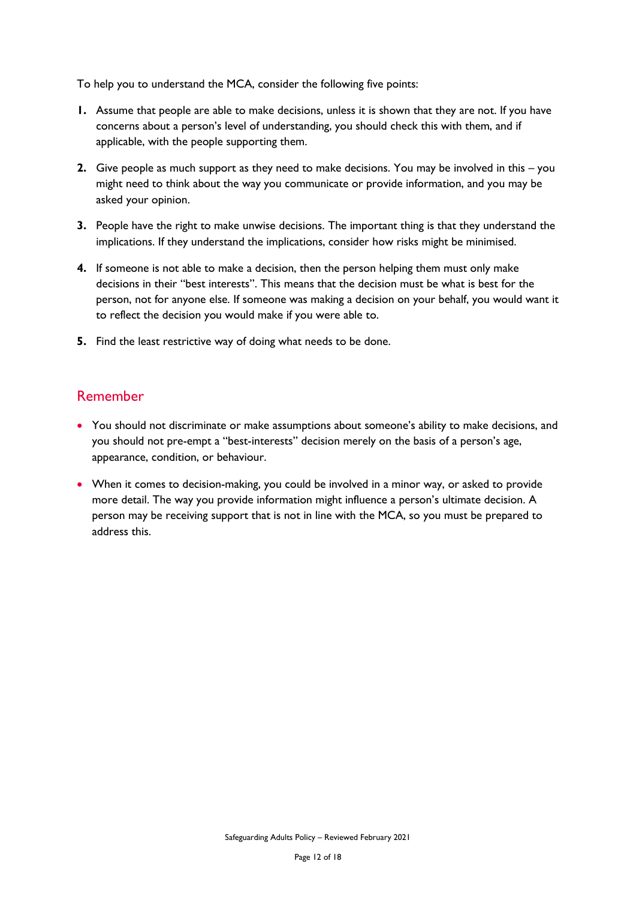To help you to understand the MCA, consider the following five points:

1. Assume that people are able to make decisions, unless it is shown that they are not. If you have concerns about a person's level of understanding, you should check this with them, and if applicable, with the people supporting them.
2. Give people as much support as they need to make decisions. You may be involved in this – you might need to think about the way you communicate or provide information, and you may be asked your opinion.
3. People have the right to make unwise decisions. The important thing is that they understand the implications. If they understand the implications, consider how risks might be minimised.
4. If someone is not able to make a decision, then the person helping them must only make decisions in their "best interests". This means that the decision must be what is best for the person, not for anyone else. If someone was making a decision on your behalf, you would want it to reflect the decision you would make if you were able to.
5. Find the least restrictive way of doing what needs to be done.

## Remember

- You should not discriminate or make assumptions about someone's ability to make decisions, and you should not pre-empt a "best-interests" decision merely on the basis of a person's age, appearance, condition, or behaviour.
- When it comes to decision-making, you could be involved in a minor way, or asked to provide more detail. The way you provide information might influence a person's ultimate decision. A person may be receiving support that is not in line with the MCA, so you must be prepared to address this.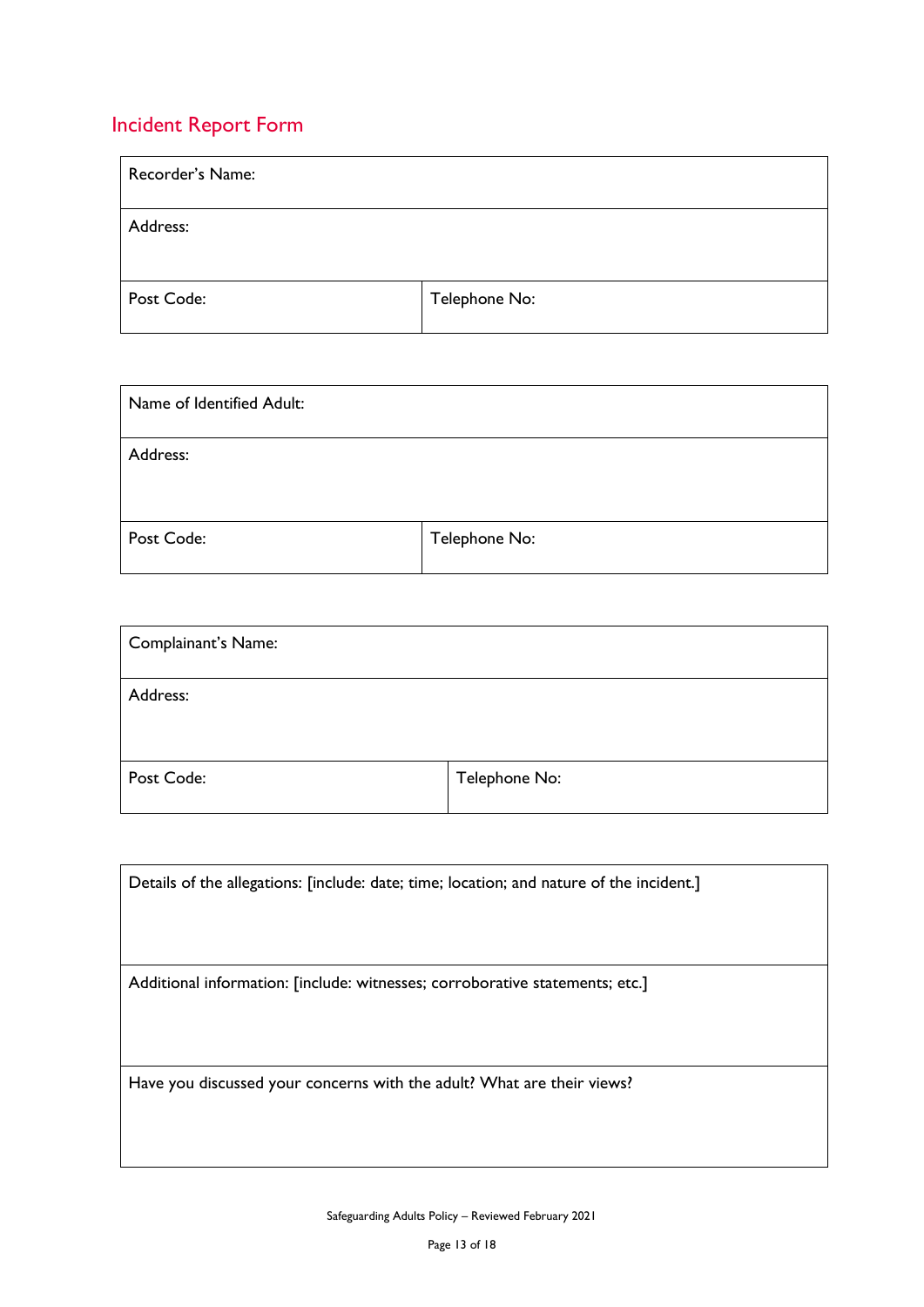## Incident Report Form

| Recorder's Name: | |
|---|---|
| Address: | |
| Post Code: | Telephone No: |

| Name of Identified Adult: | |
|---|---|
| Address: | |
| Post Code: | Telephone No: |

| Complainant's Name: | |
|---|---|
| Address: | |
| Post Code: | Telephone No: |

| Details of the allegations: [include: date; time; location; and nature of the incident.] |
|---|
| Additional information: [include: witnesses; corroborative statements; etc.] |
| Have you discussed your concerns with the adult? What are their views? |

Safeguarding Adults Policy – Reviewed February 2021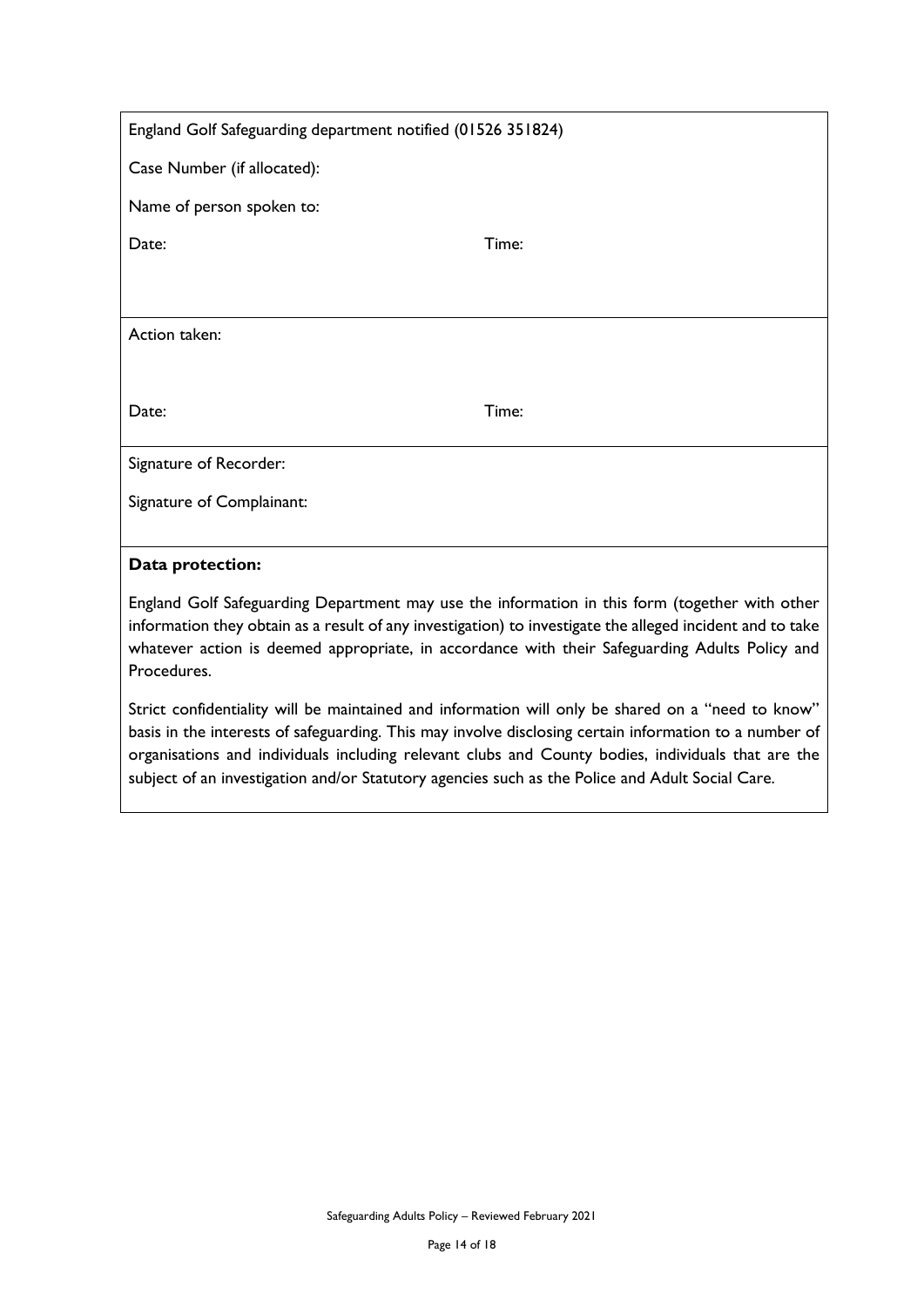England Golf Safeguarding department notified (01526 351824)

Case Number (if allocated):

Name of person spoken to:

Date: Time:

Action taken:

Date: Time:

Signature of Recorder:

Signature of Complainant:

**Data protection:**

England Golf Safeguarding Department may use the information in this form (together with other information they obtain as a result of any investigation) to investigate the alleged incident and to take whatever action is deemed appropriate, in accordance with their Safeguarding Adults Policy and Procedures.

Strict confidentiality will be maintained and information will only be shared on a "need to know" basis in the interests of safeguarding. This may involve disclosing certain information to a number of organisations and individuals including relevant clubs and County bodies, individuals that are the subject of an investigation and/or Statutory agencies such as the Police and Adult Social Care.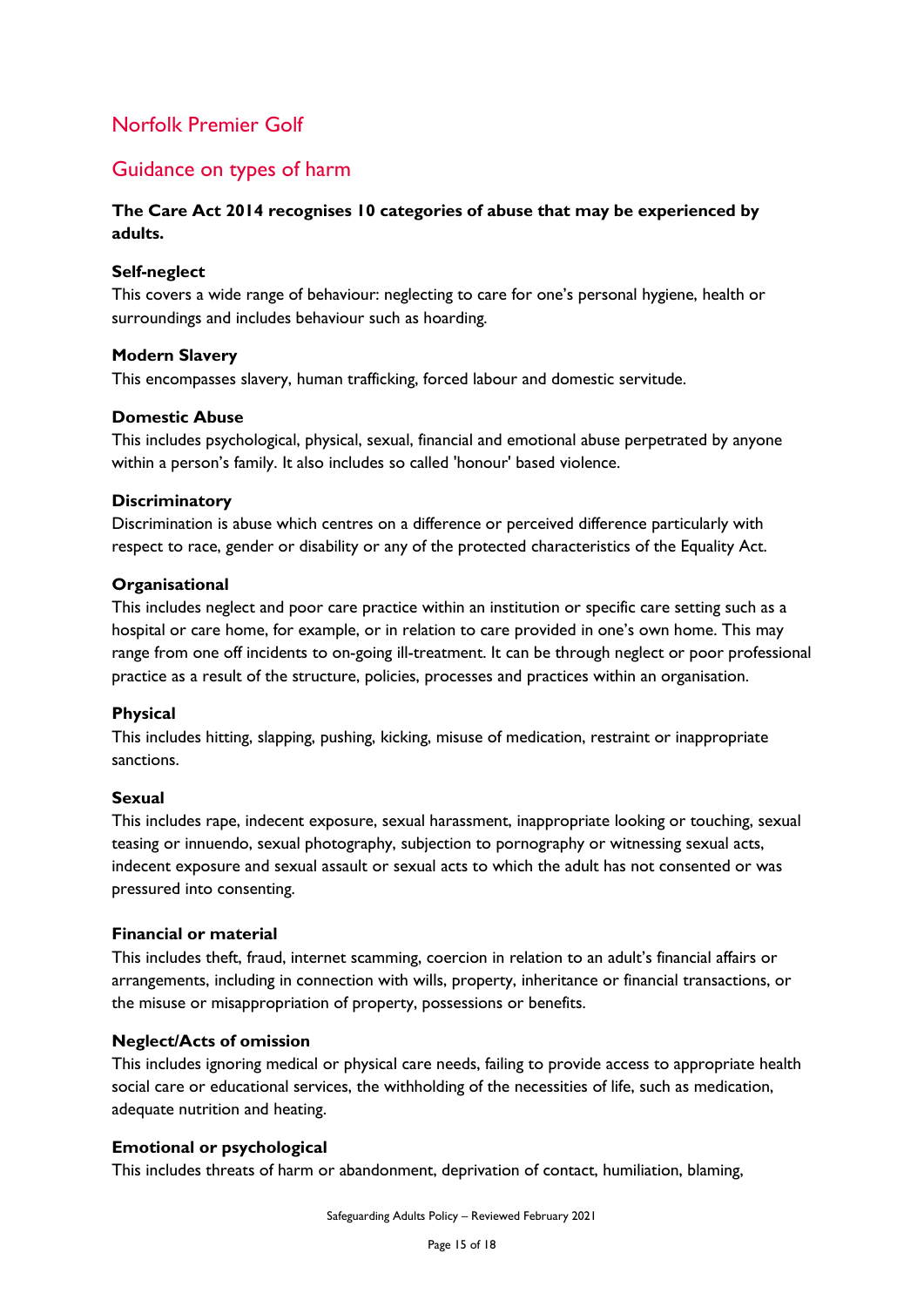## Norfolk Premier Golf

## Guidance on types of harm

**The Care Act 2014 recognises 10 categories of abuse that may be experienced by adults.**

**Self-neglect**
This covers a wide range of behaviour: neglecting to care for one's personal hygiene, health or surroundings and includes behaviour such as hoarding.

**Modern Slavery**
This encompasses slavery, human trafficking, forced labour and domestic servitude.

**Domestic Abuse**
This includes psychological, physical, sexual, financial and emotional abuse perpetrated by anyone within a person's family. It also includes so called 'honour' based violence.

**Discriminatory**
Discrimination is abuse which centres on a difference or perceived difference particularly with respect to race, gender or disability or any of the protected characteristics of the Equality Act.

**Organisational**
This includes neglect and poor care practice within an institution or specific care setting such as a hospital or care home, for example, or in relation to care provided in one's own home. This may range from one off incidents to on-going ill-treatment. It can be through neglect or poor professional practice as a result of the structure, policies, processes and practices within an organisation.

**Physical**
This includes hitting, slapping, pushing, kicking, misuse of medication, restraint or inappropriate sanctions.

**Sexual**
This includes rape, indecent exposure, sexual harassment, inappropriate looking or touching, sexual teasing or innuendo, sexual photography, subjection to pornography or witnessing sexual acts, indecent exposure and sexual assault or sexual acts to which the adult has not consented or was pressured into consenting.

**Financial or material**
This includes theft, fraud, internet scamming, coercion in relation to an adult's financial affairs or arrangements, including in connection with wills, property, inheritance or financial transactions, or the misuse or misappropriation of property, possessions or benefits.

**Neglect/Acts of omission**
This includes ignoring medical or physical care needs, failing to provide access to appropriate health social care or educational services, the withholding of the necessities of life, such as medication, adequate nutrition and heating.

**Emotional or psychological**
This includes threats of harm or abandonment, deprivation of contact, humiliation, blaming,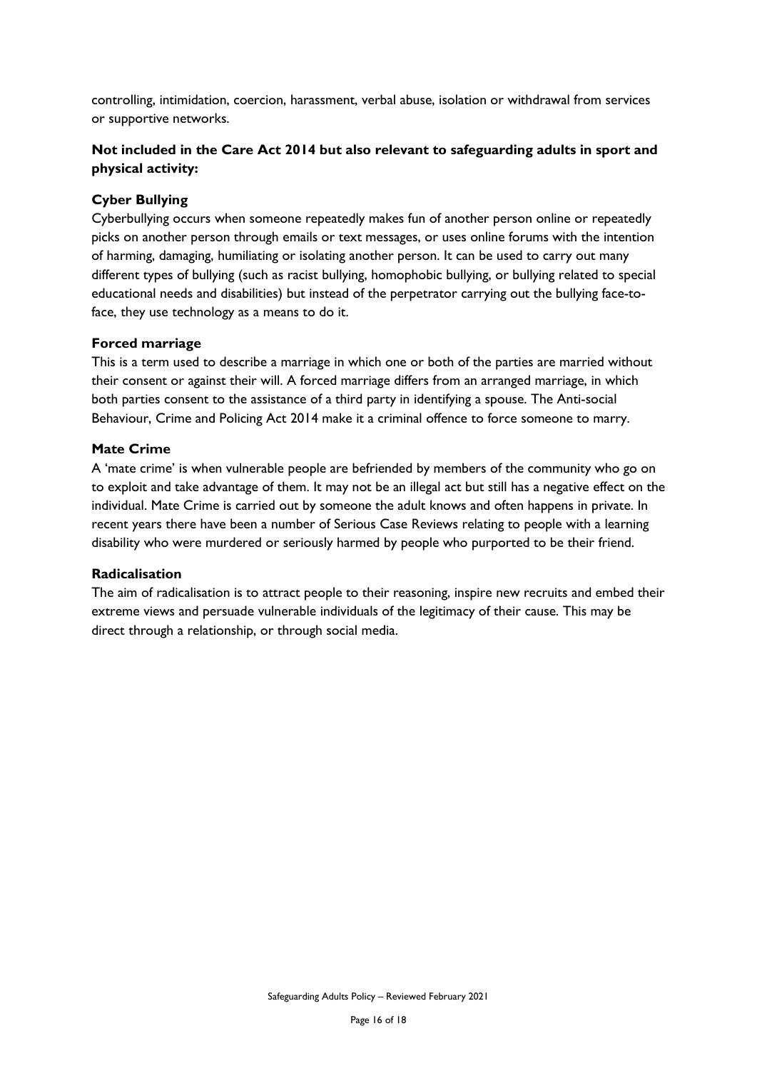controlling, intimidation, coercion, harassment, verbal abuse, isolation or withdrawal from services or supportive networks.

**Not included in the Care Act 2014 but also relevant to safeguarding adults in sport and physical activity:**

**Cyber Bullying**

Cyberbullying occurs when someone repeatedly makes fun of another person online or repeatedly picks on another person through emails or text messages, or uses online forums with the intention of harming, damaging, humiliating or isolating another person. It can be used to carry out many different types of bullying (such as racist bullying, homophobic bullying, or bullying related to special educational needs and disabilities) but instead of the perpetrator carrying out the bullying face-to-face, they use technology as a means to do it.

**Forced marriage**

This is a term used to describe a marriage in which one or both of the parties are married without their consent or against their will. A forced marriage differs from an arranged marriage, in which both parties consent to the assistance of a third party in identifying a spouse. The Anti-social Behaviour, Crime and Policing Act 2014 make it a criminal offence to force someone to marry.

**Mate Crime**

A 'mate crime' is when vulnerable people are befriended by members of the community who go on to exploit and take advantage of them. It may not be an illegal act but still has a negative effect on the individual. Mate Crime is carried out by someone the adult knows and often happens in private. In recent years there have been a number of Serious Case Reviews relating to people with a learning disability who were murdered or seriously harmed by people who purported to be their friend.

**Radicalisation**

The aim of radicalisation is to attract people to their reasoning, inspire new recruits and embed their extreme views and persuade vulnerable individuals of the legitimacy of their cause. This may be direct through a relationship, or through social media.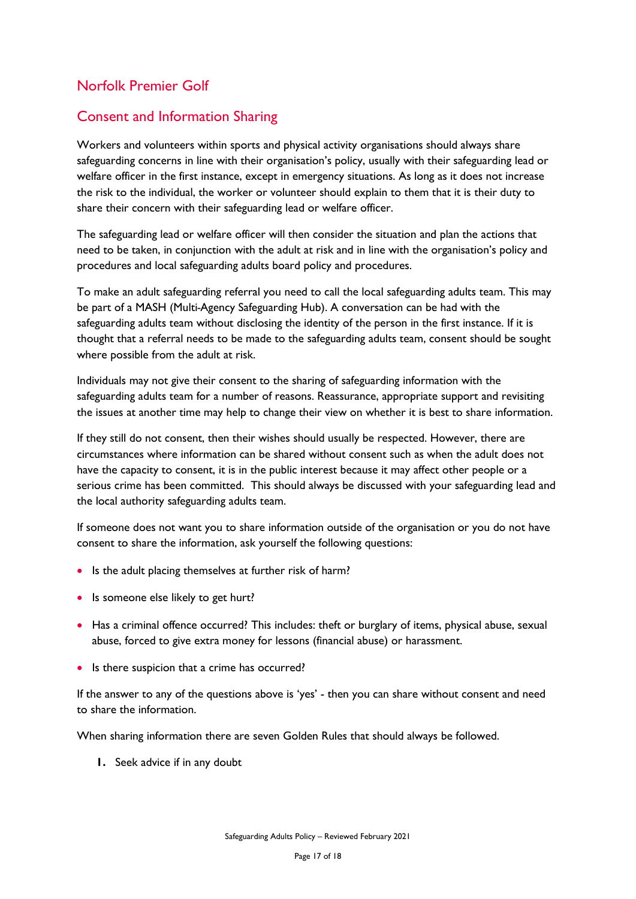## Norfolk Premier Golf

## Consent and Information Sharing

Workers and volunteers within sports and physical activity organisations should always share safeguarding concerns in line with their organisation's policy, usually with their safeguarding lead or welfare officer in the first instance, except in emergency situations. As long as it does not increase the risk to the individual, the worker or volunteer should explain to them that it is their duty to share their concern with their safeguarding lead or welfare officer.

The safeguarding lead or welfare officer will then consider the situation and plan the actions that need to be taken, in conjunction with the adult at risk and in line with the organisation's policy and procedures and local safeguarding adults board policy and procedures.

To make an adult safeguarding referral you need to call the local safeguarding adults team. This may be part of a MASH (Multi-Agency Safeguarding Hub). A conversation can be had with the safeguarding adults team without disclosing the identity of the person in the first instance. If it is thought that a referral needs to be made to the safeguarding adults team, consent should be sought where possible from the adult at risk.

Individuals may not give their consent to the sharing of safeguarding information with the safeguarding adults team for a number of reasons. Reassurance, appropriate support and revisiting the issues at another time may help to change their view on whether it is best to share information.

If they still do not consent, then their wishes should usually be respected. However, there are circumstances where information can be shared without consent such as when the adult does not have the capacity to consent, it is in the public interest because it may affect other people or a serious crime has been committed. This should always be discussed with your safeguarding lead and the local authority safeguarding adults team.

If someone does not want you to share information outside of the organisation or you do not have consent to share the information, ask yourself the following questions:

- Is the adult placing themselves at further risk of harm?
- Is someone else likely to get hurt?
- Has a criminal offence occurred? This includes: theft or burglary of items, physical abuse, sexual abuse, forced to give extra money for lessons (financial abuse) or harassment.
- Is there suspicion that a crime has occurred?

If the answer to any of the questions above is 'yes' - then you can share without consent and need to share the information.

When sharing information there are seven Golden Rules that should always be followed.

1. Seek advice if in any doubt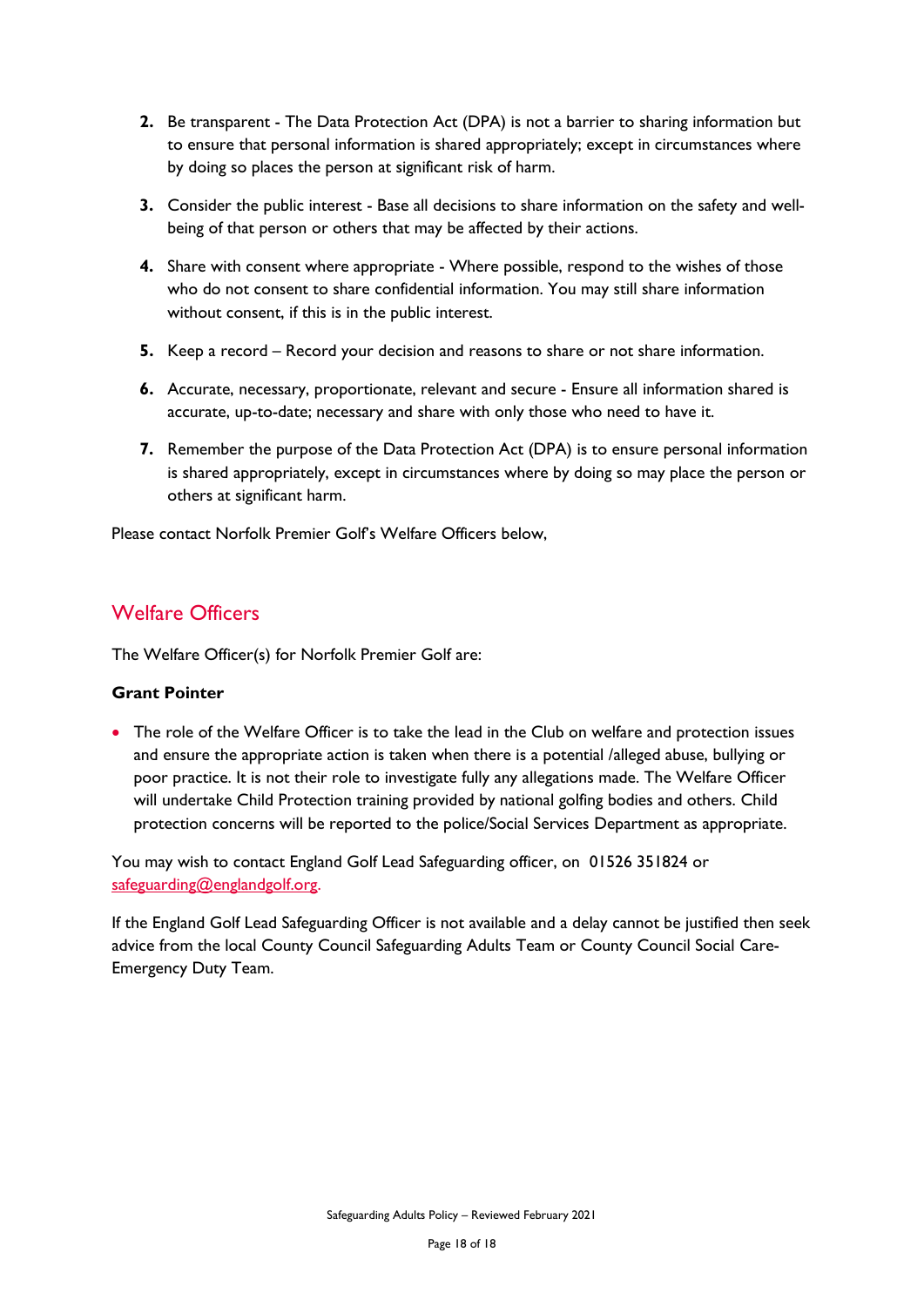2. Be transparent - The Data Protection Act (DPA) is not a barrier to sharing information but to ensure that personal information is shared appropriately; except in circumstances where by doing so places the person at significant risk of harm.

3. Consider the public interest - Base all decisions to share information on the safety and well-being of that person or others that may be affected by their actions.

4. Share with consent where appropriate - Where possible, respond to the wishes of those who do not consent to share confidential information. You may still share information without consent, if this is in the public interest.

5. Keep a record – Record your decision and reasons to share or not share information.

6. Accurate, necessary, proportionate, relevant and secure - Ensure all information shared is accurate, up-to-date; necessary and share with only those who need to have it.

7. Remember the purpose of the Data Protection Act (DPA) is to ensure personal information is shared appropriately, except in circumstances where by doing so may place the person or others at significant harm.

Please contact Norfolk Premier Golf's Welfare Officers below,

## Welfare Officers

The Welfare Officer(s) for Norfolk Premier Golf are:

**Grant Pointer**

- The role of the Welfare Officer is to take the lead in the Club on welfare and protection issues and ensure the appropriate action is taken when there is a potential /alleged abuse, bullying or poor practice. It is not their role to investigate fully any allegations made. The Welfare Officer will undertake Child Protection training provided by national golfing bodies and others. Child protection concerns will be reported to the police/Social Services Department as appropriate.

You may wish to contact England Golf Lead Safeguarding officer, on 01526 351824 or safeguarding@englandgolf.org.

If the England Golf Lead Safeguarding Officer is not available and a delay cannot be justified then seek advice from the local County Council Safeguarding Adults Team or County Council Social Care-Emergency Duty Team.